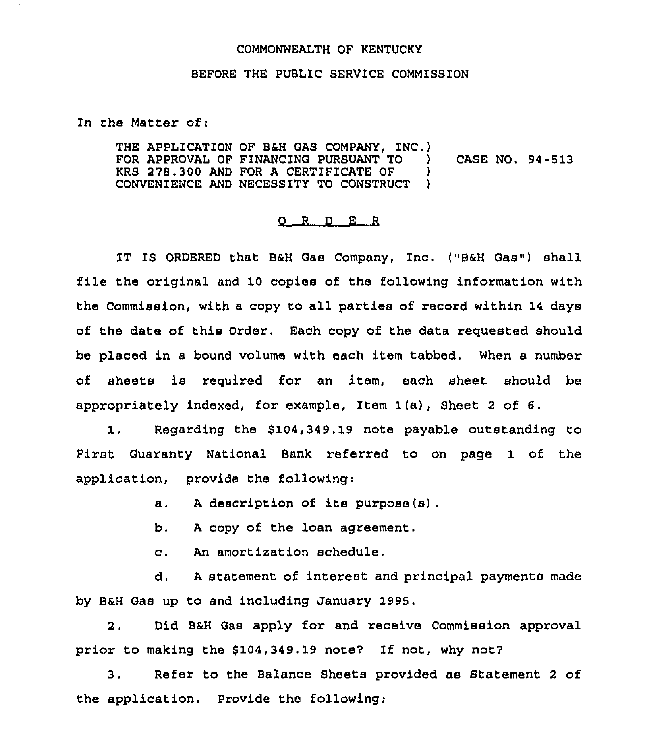COMMONWEALTH OF KENTUCKY

BEFORE THE PUBLIC SERVICE COMMISSION

In the Matter of:

THE APPLICATION OF B&H GAS COMPANY, INC.) FOR APPROVAL OF FINANCING PURSUANT TO ) KRS 278.300 AND FOR A CERTIFICATE OF ) CONVENIENCE AND NECESSITY TO CONSTRUCT ) CASE NO. 94-513

# O R D E R

IT IS ORDERED that B&H Gas Company, Inc. ("B&H Gas") shall file the original and 10 copies of the following information with the Commission, with a copy to all parties of record within 14 days of the date of this Order. Each copy of the data requested should be placed in a bound volume with each item tabbed. When a number of sheets is required for an item, each sheet should be appropriately indexed, for example, Item 1(a), Sheet 2 of 6.

1. Regarding the $104,349.19 note payable outstanding to First Guaranty National Bank referred to on page 1 of the application, provide the following:

   a. A description of its purpose(s).

   b. A copy of the loan agreement.

   c. An amortization schedule.

   d. A statement of interest and principal payments made by B&H Gas up to and including January 1995.

2. Did B&H Gas apply for and receive Commission approval prior to making the $104,349.19 note? If not, why not?

3. Refer to the Balance Sheets provided as Statement 2 of the application. Provide the following: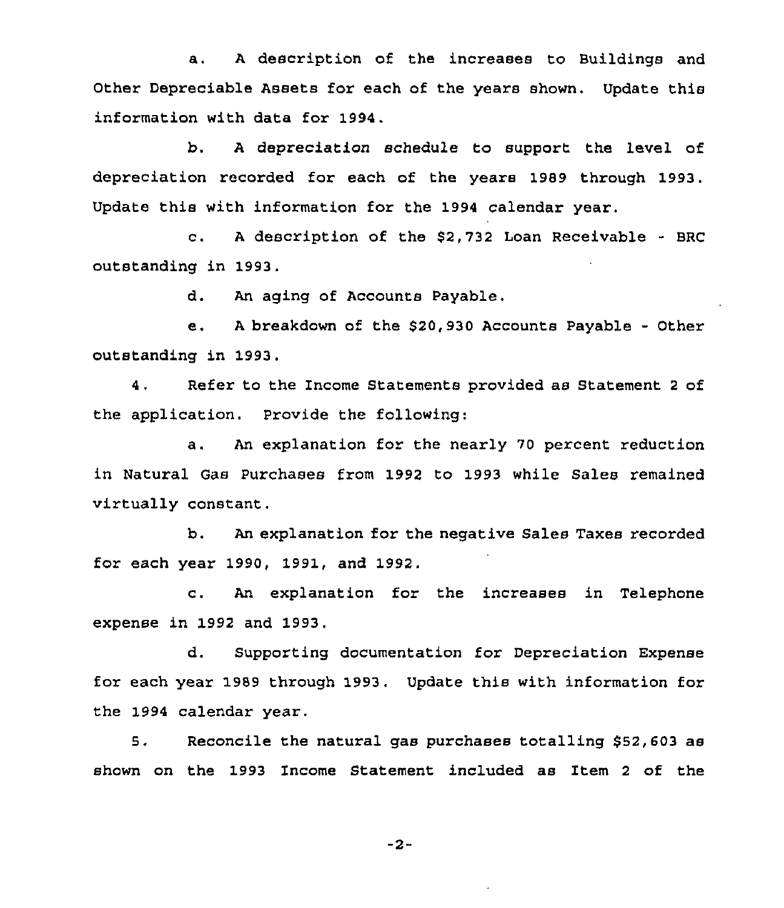a. A description of the increases to Buildings and Other Depreciable Assets for each of the years shown. Update this information with data for 1994.

b. A depreciation schedule to support the level of depreciation recorded for each of the years 1989 through 1993. Update this with information for the 1994 calendar year.

c. A description of the $2,732 Loan Receivable - BRC outstanding in 1993.

d. An aging of Accounts Payable.

e. A breakdown of the $20,930 Accounts Payable - Other outstanding in 1993.

4. Refer to the Income Statements provided as Statement 2 of the application. Provide the following:

a. An explanation for the nearly 70 percent reduction in Natural Gas Purchases from 1992 to 1993 while Sales remained virtually constant.

b. An explanation for the negative Sales Taxes recorded for each year 1990, 1991, and 1992.

c. An explanation for the increases in Telephone expense in 1992 and 1993.

d. Supporting documentation for Depreciation Expense for each year 1989 through 1993. Update this with information for the 1994 calendar year.

5. Reconcile the natural gas purchases totalling $52,603 as shown on the 1993 Income Statement included as Item 2 of the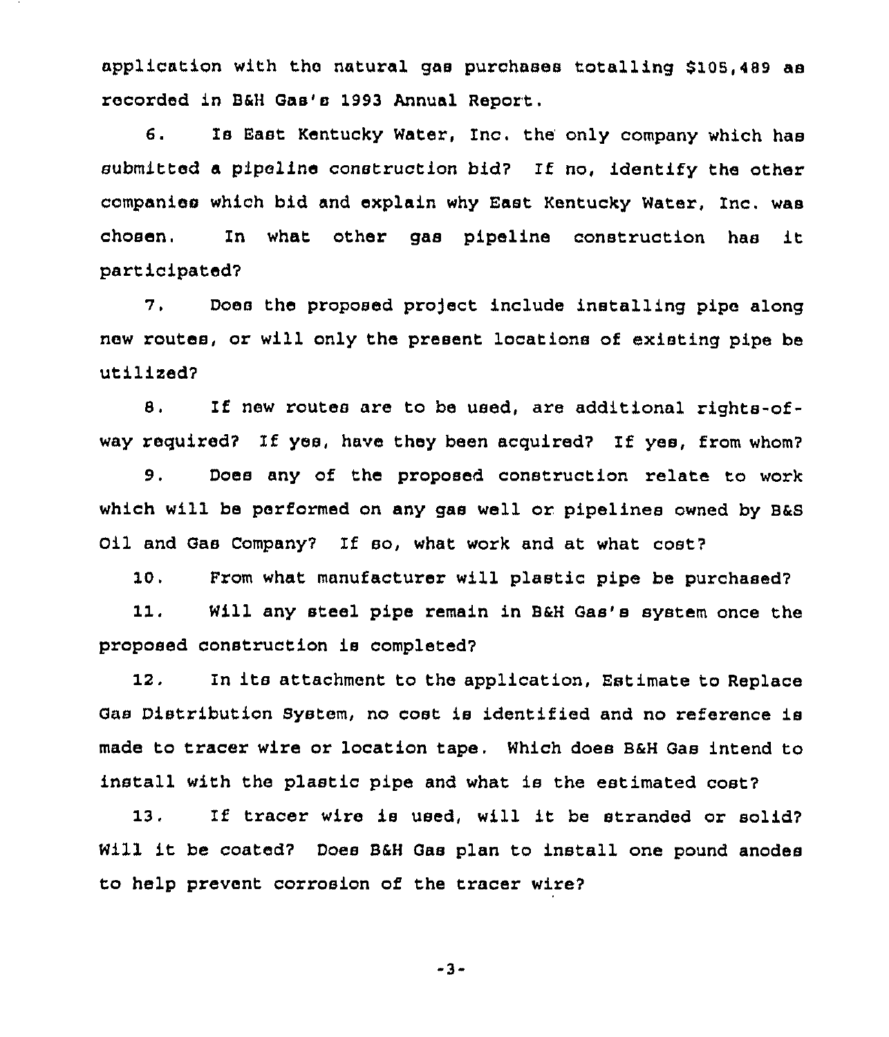application with the natural gas purchases totalling $105,489 as recorded in B&H Gas's 1993 Annual Report.

6. Is East Kentucky Water, Inc. the only company which has submitted a pipeline construction bid? If no, identify the other companies which bid and explain why East Kentucky Water, Inc. was chosen. In what other gas pipeline construction has it participated?

7. Does the proposed project include installing pipe along new routes, or will only the present locations of existing pipe be utilized?

8. If new routes are to be used, are additional rights-of-way required? If yes, have they been acquired? If yes, from whom?

9. Does any of the proposed construction relate to work which will be performed on any gas well or pipelines owned by B&S Oil and Gas Company? If so, what work and at what cost?

10. From what manufacturer will plastic pipe be purchased?

11. Will any steel pipe remain in B&H Gas's system once the proposed construction is completed?

12. In its attachment to the application, Estimate to Replace Gas Distribution System, no cost is identified and no reference is made to tracer wire or location tape. Which does B&H Gas intend to install with the plastic pipe and what is the estimated cost?

13. If tracer wire is used, will it be stranded or solid? Will it be coated? Does B&H Gas plan to install one pound anodes to help prevent corrosion of the tracer wire?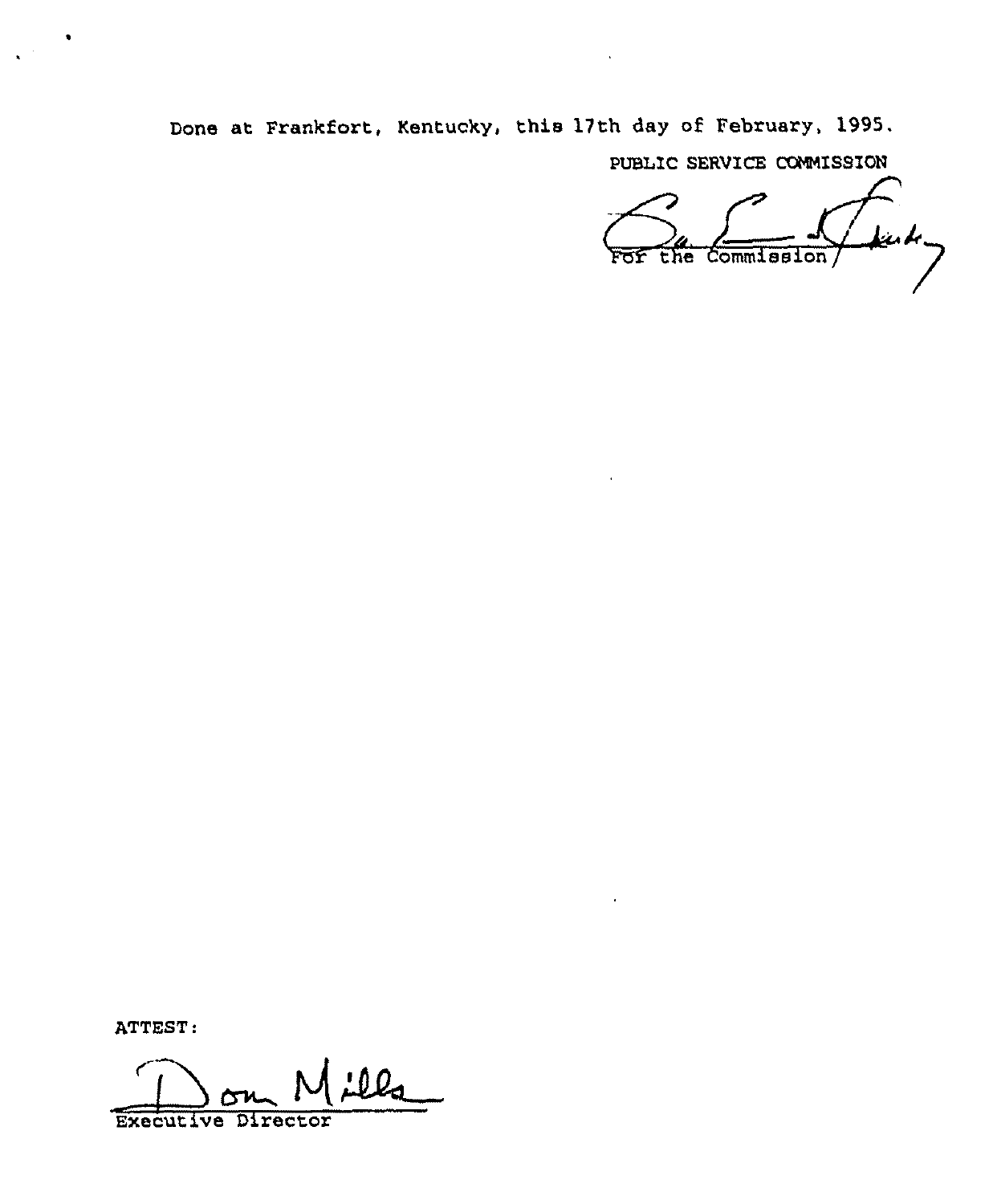Done at Frankfort, Kentucky, this 17th day of February, 1995.

PUBLIC SERVICE COMMISSION

For the Commission

ATTEST:

Executive Director